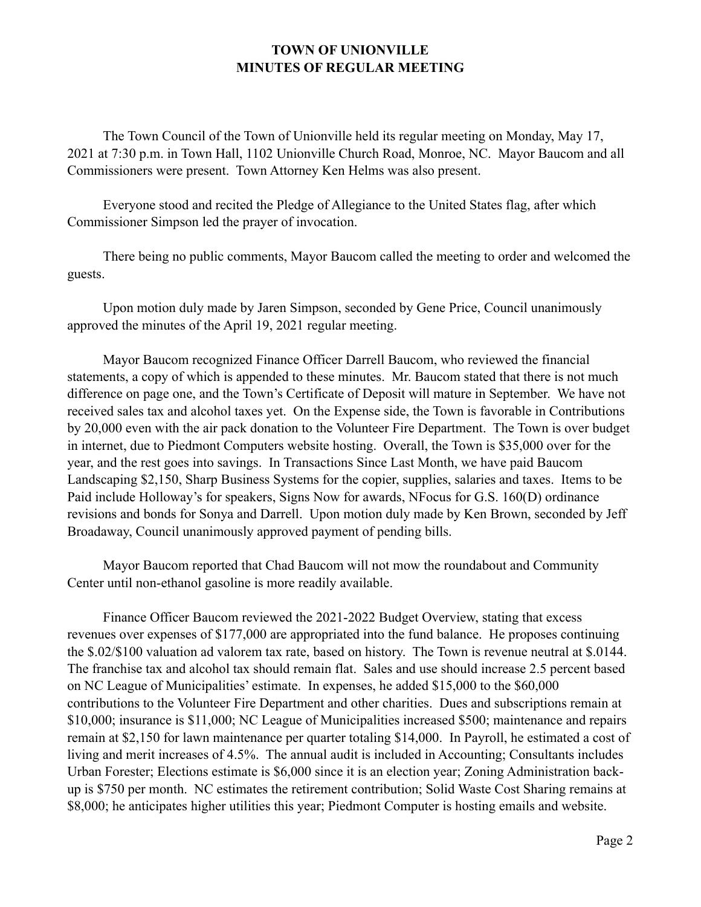# TOWN OF UNIONVILLE
## MINUTES OF REGULAR MEETING

The Town Council of the Town of Unionville held its regular meeting on Monday, May 17, 2021 at 7:30 p.m. in Town Hall, 1102 Unionville Church Road, Monroe, NC. Mayor Baucom and all Commissioners were present. Town Attorney Ken Helms was also present.

Everyone stood and recited the Pledge of Allegiance to the United States flag, after which Commissioner Simpson led the prayer of invocation.

There being no public comments, Mayor Baucom called the meeting to order and welcomed the guests.

Upon motion duly made by Jaren Simpson, seconded by Gene Price, Council unanimously approved the minutes of the April 19, 2021 regular meeting.

Mayor Baucom recognized Finance Officer Darrell Baucom, who reviewed the financial statements, a copy of which is appended to these minutes. Mr. Baucom stated that there is not much difference on page one, and the Town's Certificate of Deposit will mature in September. We have not received sales tax and alcohol taxes yet. On the Expense side, the Town is favorable in Contributions by 20,000 even with the air pack donation to the Volunteer Fire Department. The Town is over budget in internet, due to Piedmont Computers website hosting. Overall, the Town is $35,000 over for the year, and the rest goes into savings. In Transactions Since Last Month, we have paid Baucom Landscaping $2,150, Sharp Business Systems for the copier, supplies, salaries and taxes. Items to be Paid include Holloway's for speakers, Signs Now for awards, NFocus for G.S. 160(D) ordinance revisions and bonds for Sonya and Darrell. Upon motion duly made by Ken Brown, seconded by Jeff Broadaway, Council unanimously approved payment of pending bills.

Mayor Baucom reported that Chad Baucom will not mow the roundabout and Community Center until non-ethanol gasoline is more readily available.

Finance Officer Baucom reviewed the 2021-2022 Budget Overview, stating that excess revenues over expenses of $177,000 are appropriated into the fund balance. He proposes continuing the $.02/$100 valuation ad valorem tax rate, based on history. The Town is revenue neutral at $.0144. The franchise tax and alcohol tax should remain flat. Sales and use should increase 2.5 percent based on NC League of Municipalities' estimate. In expenses, he added $15,000 to the $60,000 contributions to the Volunteer Fire Department and other charities. Dues and subscriptions remain at $10,000; insurance is $11,000; NC League of Municipalities increased $500; maintenance and repairs remain at $2,150 for lawn maintenance per quarter totaling $14,000. In Payroll, he estimated a cost of living and merit increases of 4.5%. The annual audit is included in Accounting; Consultants includes Urban Forester; Elections estimate is $6,000 since it is an election year; Zoning Administration back-up is $750 per month. NC estimates the retirement contribution; Solid Waste Cost Sharing remains at $8,000; he anticipates higher utilities this year; Piedmont Computer is hosting emails and website.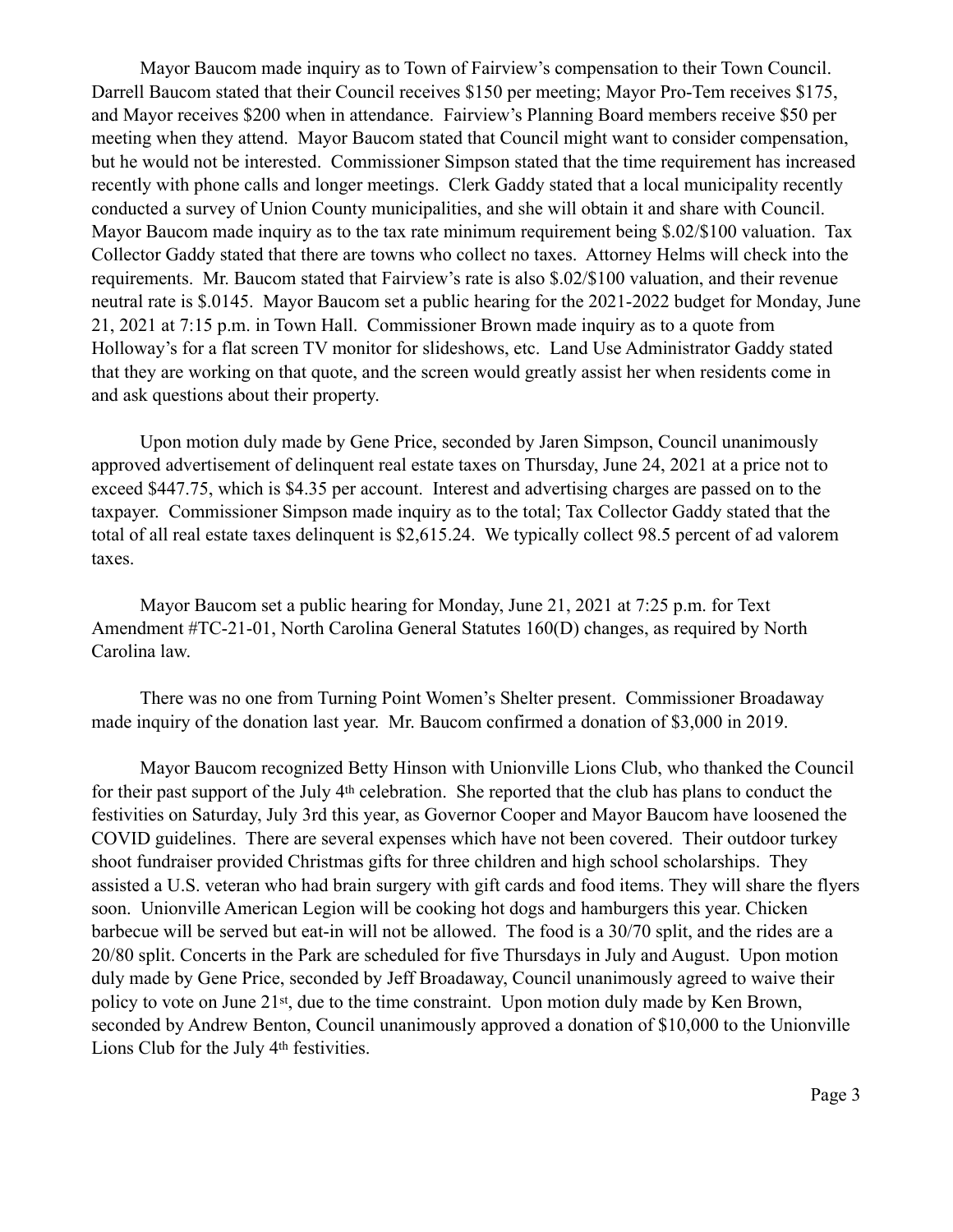Mayor Baucom made inquiry as to Town of Fairview's compensation to their Town Council. Darrell Baucom stated that their Council receives $150 per meeting; Mayor Pro-Tem receives $175, and Mayor receives $200 when in attendance. Fairview's Planning Board members receive $50 per meeting when they attend. Mayor Baucom stated that Council might want to consider compensation, but he would not be interested. Commissioner Simpson stated that the time requirement has increased recently with phone calls and longer meetings. Clerk Gaddy stated that a local municipality recently conducted a survey of Union County municipalities, and she will obtain it and share with Council. Mayor Baucom made inquiry as to the tax rate minimum requirement being $.02/$100 valuation. Tax Collector Gaddy stated that there are towns who collect no taxes. Attorney Helms will check into the requirements. Mr. Baucom stated that Fairview's rate is also $.02/$100 valuation, and their revenue neutral rate is $.0145. Mayor Baucom set a public hearing for the 2021-2022 budget for Monday, June 21, 2021 at 7:15 p.m. in Town Hall. Commissioner Brown made inquiry as to a quote from Holloway's for a flat screen TV monitor for slideshows, etc. Land Use Administrator Gaddy stated that they are working on that quote, and the screen would greatly assist her when residents come in and ask questions about their property.

Upon motion duly made by Gene Price, seconded by Jaren Simpson, Council unanimously approved advertisement of delinquent real estate taxes on Thursday, June 24, 2021 at a price not to exceed $447.75, which is $4.35 per account. Interest and advertising charges are passed on to the taxpayer. Commissioner Simpson made inquiry as to the total; Tax Collector Gaddy stated that the total of all real estate taxes delinquent is $2,615.24. We typically collect 98.5 percent of ad valorem taxes.

Mayor Baucom set a public hearing for Monday, June 21, 2021 at 7:25 p.m. for Text Amendment #TC-21-01, North Carolina General Statutes 160(D) changes, as required by North Carolina law.

There was no one from Turning Point Women's Shelter present. Commissioner Broadaway made inquiry of the donation last year. Mr. Baucom confirmed a donation of $3,000 in 2019.

Mayor Baucom recognized Betty Hinson with Unionville Lions Club, who thanked the Council for their past support of the July 4th celebration. She reported that the club has plans to conduct the festivities on Saturday, July 3rd this year, as Governor Cooper and Mayor Baucom have loosened the COVID guidelines. There are several expenses which have not been covered. Their outdoor turkey shoot fundraiser provided Christmas gifts for three children and high school scholarships. They assisted a U.S. veteran who had brain surgery with gift cards and food items. They will share the flyers soon. Unionville American Legion will be cooking hot dogs and hamburgers this year. Chicken barbecue will be served but eat-in will not be allowed. The food is a 30/70 split, and the rides are a 20/80 split. Concerts in the Park are scheduled for five Thursdays in July and August. Upon motion duly made by Gene Price, seconded by Jeff Broadaway, Council unanimously agreed to waive their policy to vote on June 21st, due to the time constraint. Upon motion duly made by Ken Brown, seconded by Andrew Benton, Council unanimously approved a donation of $10,000 to the Unionville Lions Club for the July 4th festivities.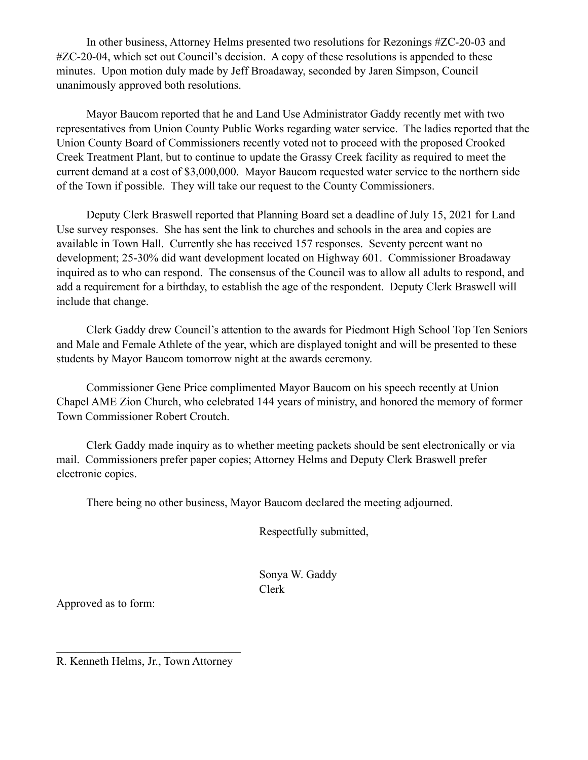In other business, Attorney Helms presented two resolutions for Rezonings #ZC-20-03 and #ZC-20-04, which set out Council's decision. A copy of these resolutions is appended to these minutes. Upon motion duly made by Jeff Broadaway, seconded by Jaren Simpson, Council unanimously approved both resolutions.

Mayor Baucom reported that he and Land Use Administrator Gaddy recently met with two representatives from Union County Public Works regarding water service. The ladies reported that the Union County Board of Commissioners recently voted not to proceed with the proposed Crooked Creek Treatment Plant, but to continue to update the Grassy Creek facility as required to meet the current demand at a cost of $3,000,000. Mayor Baucom requested water service to the northern side of the Town if possible. They will take our request to the County Commissioners.

Deputy Clerk Braswell reported that Planning Board set a deadline of July 15, 2021 for Land Use survey responses. She has sent the link to churches and schools in the area and copies are available in Town Hall. Currently she has received 157 responses. Seventy percent want no development; 25-30% did want development located on Highway 601. Commissioner Broadaway inquired as to who can respond. The consensus of the Council was to allow all adults to respond, and add a requirement for a birthday, to establish the age of the respondent. Deputy Clerk Braswell will include that change.

Clerk Gaddy drew Council's attention to the awards for Piedmont High School Top Ten Seniors and Male and Female Athlete of the year, which are displayed tonight and will be presented to these students by Mayor Baucom tomorrow night at the awards ceremony.

Commissioner Gene Price complimented Mayor Baucom on his speech recently at Union Chapel AME Zion Church, who celebrated 144 years of ministry, and honored the memory of former Town Commissioner Robert Croutch.

Clerk Gaddy made inquiry as to whether meeting packets should be sent electronically or via mail. Commissioners prefer paper copies; Attorney Helms and Deputy Clerk Braswell prefer electronic copies.

There being no other business, Mayor Baucom declared the meeting adjourned.

Respectfully submitted,

Sonya W. Gaddy
Clerk

Approved as to form:

\_\_\_\_\_\_\_\_\_\_\_\_\_\_\_\_\_\_\_\_\_\_\_\_\_\_\_\_\_\_\_\_\_

R. Kenneth Helms, Jr., Town Attorney